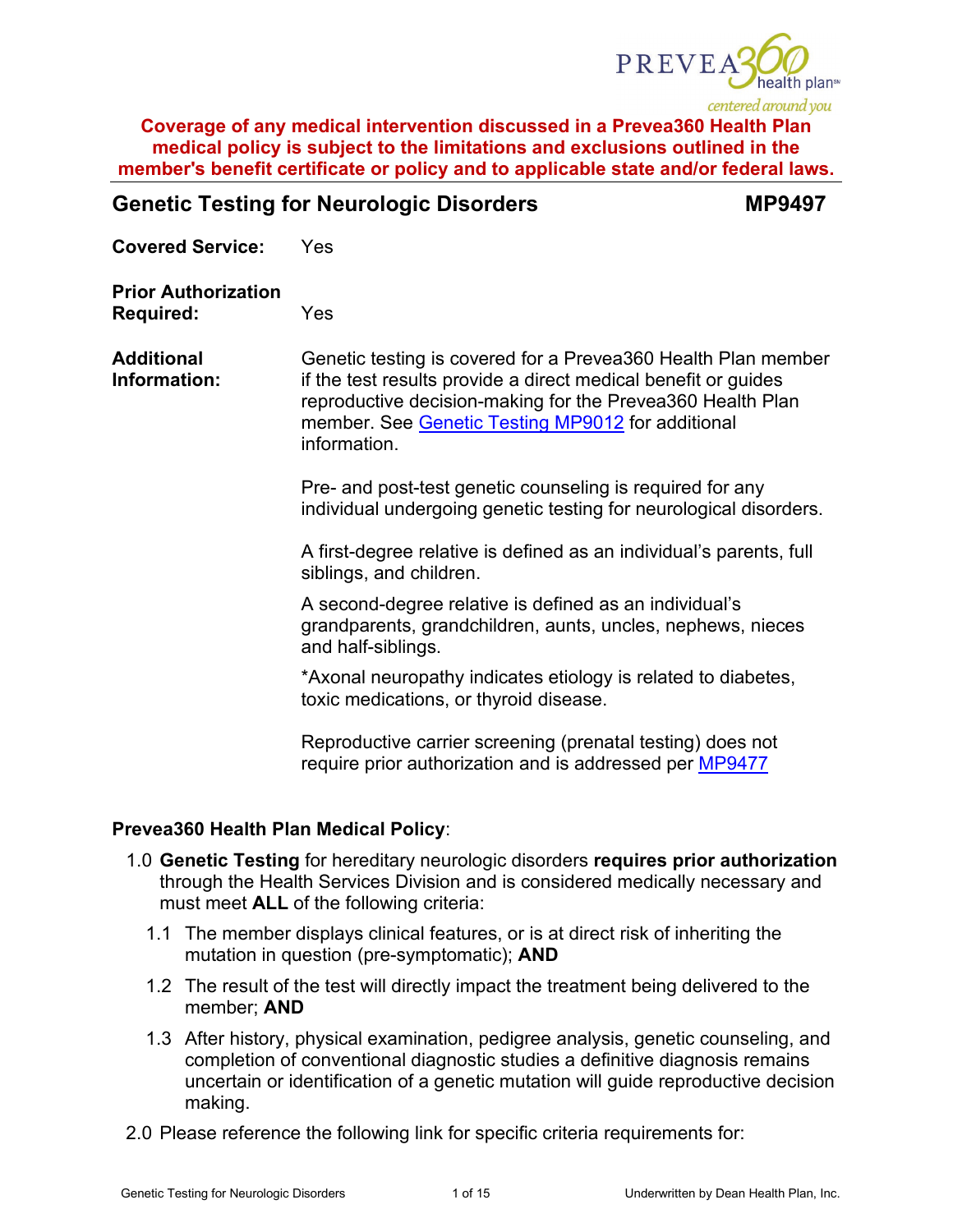**Coverage of any medical intervention discussed in a Prevea360 Health Plan medical policy is subject to the limitations and exclusions outlined in the member's benefit certificate or policy and to applicable state and/or federal laws.**

## Genetic Testing for Neurologic Disorders MP9497

**Covered Service:** Yes

**Prior Authorization Required:** Yes

**Additional Information:** Genetic testing is covered for a Prevea360 Health Plan member if the test results provide a direct medical benefit or guides reproductive decision-making for the Prevea360 Health Plan member. See [Genetic Testing MP9012] for additional information.

Pre- and post-test genetic counseling is required for any individual undergoing genetic testing for neurological disorders.

A first-degree relative is defined as an individual's parents, full siblings, and children.

A second-degree relative is defined as an individual's grandparents, grandchildren, aunts, uncles, nephews, nieces and half-siblings.

*Axonal neuropathy indicates etiology is related to diabetes, toxic medications, or thyroid disease.

Reproductive carrier screening (prenatal testing) does not require prior authorization and is addressed per [MP9477]

**Prevea360 Health Plan Medical Policy**:

1.0 **Genetic Testing** for hereditary neurologic disorders **requires prior authorization** through the Health Services Division and is considered medically necessary and must meet **ALL** of the following criteria:

1.1 The member displays clinical features, or is at direct risk of inheriting the mutation in question (pre-symptomatic); **AND**

1.2 The result of the test will directly impact the treatment being delivered to the member; **AND**

1.3 After history, physical examination, pedigree analysis, genetic counseling, and completion of conventional diagnostic studies a definitive diagnosis remains uncertain or identification of a genetic mutation will guide reproductive decision making.

2.0 Please reference the following link for specific criteria requirements for: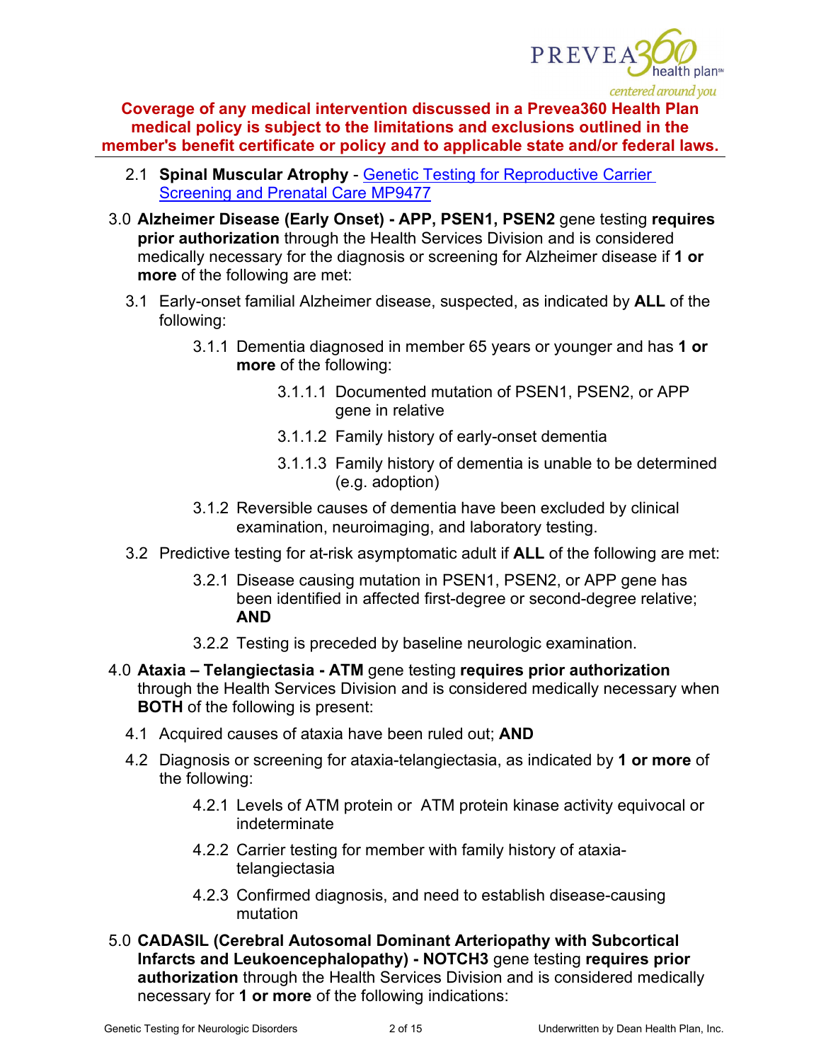**Coverage of any medical intervention discussed in a Prevea360 Health Plan medical policy is subject to the limitations and exclusions outlined in the member's benefit certificate or policy and to applicable state and/or federal laws.**

- 2.1 **Spinal Muscular Atrophy** - [Genetic Testing for Reproductive Carrier Screening and Prenatal Care MP9477]()

3.0 **Alzheimer Disease (Early Onset) - APP, PSEN1, PSEN2** gene testing **requires prior authorization** through the Health Services Division and is considered medically necessary for the diagnosis or screening for Alzheimer disease if **1 or more** of the following are met:

- 3.1 Early-onset familial Alzheimer disease, suspected, as indicated by **ALL** of the following:
  - 3.1.1 Dementia diagnosed in member 65 years or younger and has **1 or more** of the following:
    - 3.1.1.1 Documented mutation of PSEN1, PSEN2, or APP gene in relative
    - 3.1.1.2 Family history of early-onset dementia
    - 3.1.1.3 Family history of dementia is unable to be determined (e.g. adoption)
  - 3.1.2 Reversible causes of dementia have been excluded by clinical examination, neuroimaging, and laboratory testing.
- 3.2 Predictive testing for at-risk asymptomatic adult if **ALL** of the following are met:
  - 3.2.1 Disease causing mutation in PSEN1, PSEN2, or APP gene has been identified in affected first-degree or second-degree relative; **AND**
  - 3.2.2 Testing is preceded by baseline neurologic examination.

4.0 **Ataxia – Telangiectasia - ATM** gene testing **requires prior authorization** through the Health Services Division and is considered medically necessary when **BOTH** of the following is present:

- 4.1 Acquired causes of ataxia have been ruled out; **AND**
- 4.2 Diagnosis or screening for ataxia-telangiectasia, as indicated by **1 or more** of the following:
  - 4.2.1 Levels of ATM protein or ATM protein kinase activity equivocal or indeterminate
  - 4.2.2 Carrier testing for member with family history of ataxia-telangiectasia
  - 4.2.3 Confirmed diagnosis, and need to establish disease-causing mutation

5.0 **CADASIL (Cerebral Autosomal Dominant Arteriopathy with Subcortical Infarcts and Leukoencephalopathy) - NOTCH3** gene testing **requires prior authorization** through the Health Services Division and is considered medically necessary for **1 or more** of the following indications: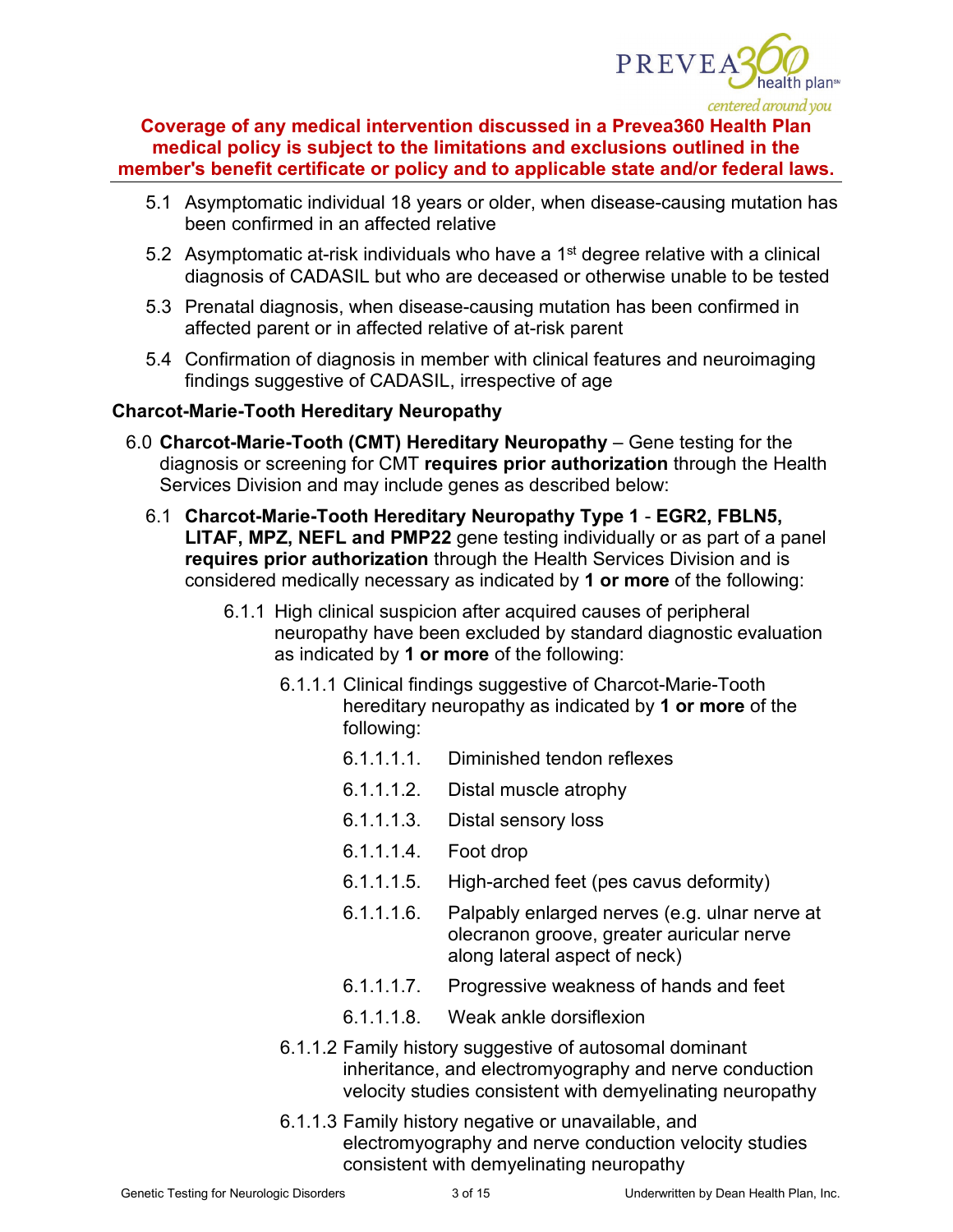**Coverage of any medical intervention discussed in a Prevea360 Health Plan medical policy is subject to the limitations and exclusions outlined in the member's benefit certificate or policy and to applicable state and/or federal laws.**

- 5.1 Asymptomatic individual 18 years or older, when disease-causing mutation has been confirmed in an affected relative
- 5.2 Asymptomatic at-risk individuals who have a 1st degree relative with a clinical diagnosis of CADASIL but who are deceased or otherwise unable to be tested
- 5.3 Prenatal diagnosis, when disease-causing mutation has been confirmed in affected parent or in affected relative of at-risk parent
- 5.4 Confirmation of diagnosis in member with clinical features and neuroimaging findings suggestive of CADASIL, irrespective of age

### Charcot-Marie-Tooth Hereditary Neuropathy

6.0 **Charcot-Marie-Tooth (CMT) Hereditary Neuropathy** – Gene testing for the diagnosis or screening for CMT **requires prior authorization** through the Health Services Division and may include genes as described below:

- 6.1 **Charcot-Marie-Tooth Hereditary Neuropathy Type 1** - **EGR2, FBLN5, LITAF, MPZ, NEFL and PMP22** gene testing individually or as part of a panel **requires prior authorization** through the Health Services Division and is considered medically necessary as indicated by **1 or more** of the following:
  - 6.1.1 High clinical suspicion after acquired causes of peripheral neuropathy have been excluded by standard diagnostic evaluation as indicated by **1 or more** of the following:
    - 6.1.1.1 Clinical findings suggestive of Charcot-Marie-Tooth hereditary neuropathy as indicated by **1 or more** of the following:
      - 6.1.1.1.1. Diminished tendon reflexes
      - 6.1.1.1.2. Distal muscle atrophy
      - 6.1.1.1.3. Distal sensory loss
      - 6.1.1.1.4. Foot drop
      - 6.1.1.1.5. High-arched feet (pes cavus deformity)
      - 6.1.1.1.6. Palpably enlarged nerves (e.g. ulnar nerve at olecranon groove, greater auricular nerve along lateral aspect of neck)
      - 6.1.1.1.7. Progressive weakness of hands and feet
      - 6.1.1.1.8. Weak ankle dorsiflexion
    - 6.1.1.2 Family history suggestive of autosomal dominant inheritance, and electromyography and nerve conduction velocity studies consistent with demyelinating neuropathy
    - 6.1.1.3 Family history negative or unavailable, and electromyography and nerve conduction velocity studies consistent with demyelinating neuropathy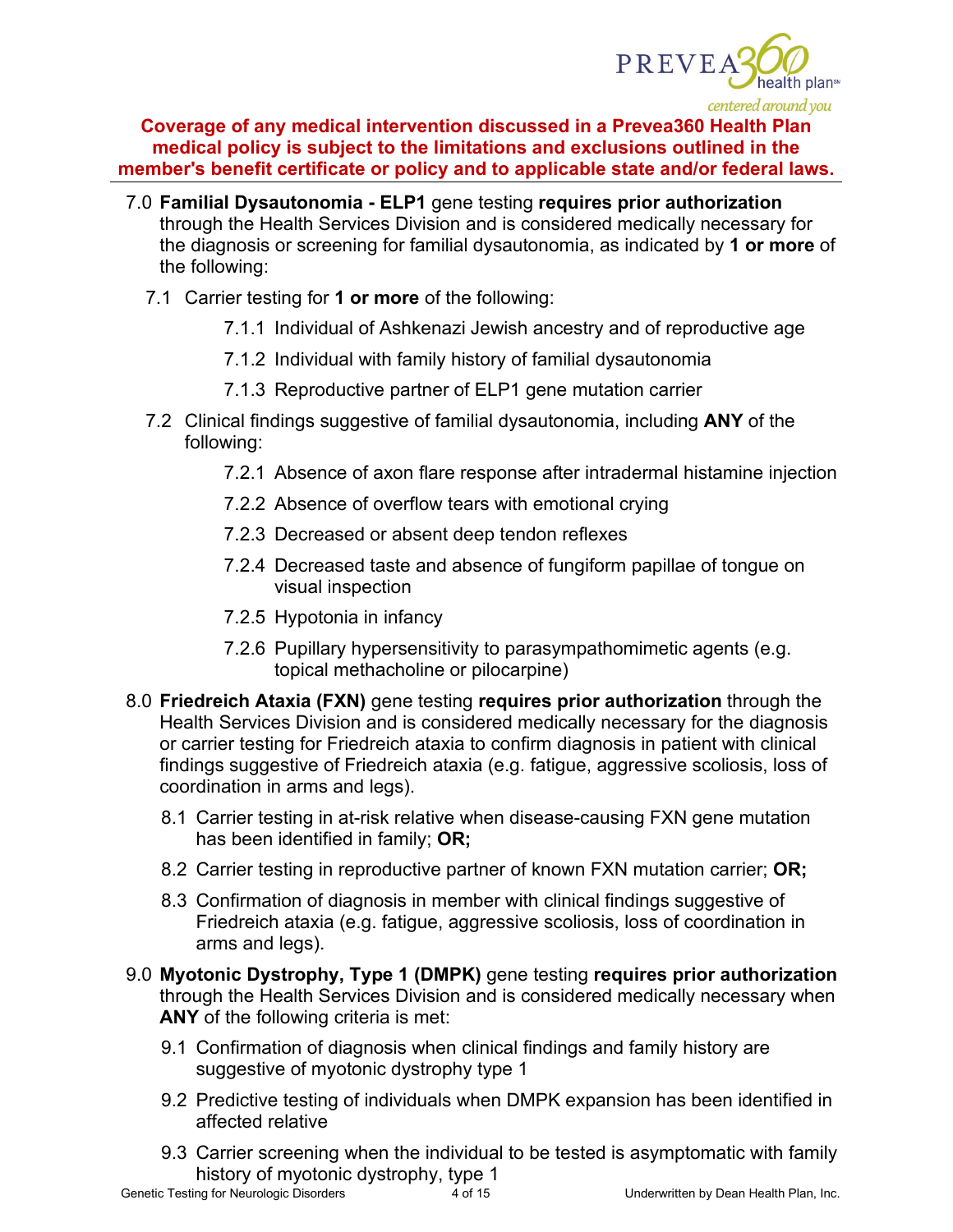**Coverage of any medical intervention discussed in a Prevea360 Health Plan medical policy is subject to the limitations and exclusions outlined in the member's benefit certificate or policy and to applicable state and/or federal laws.**

7.0 **Familial Dysautonomia - ELP1** gene testing **requires prior authorization** through the Health Services Division and is considered medically necessary for the diagnosis or screening for familial dysautonomia, as indicated by **1 or more** of the following:

- 7.1 Carrier testing for **1 or more** of the following:
  - 7.1.1 Individual of Ashkenazi Jewish ancestry and of reproductive age
  - 7.1.2 Individual with family history of familial dysautonomia
  - 7.1.3 Reproductive partner of ELP1 gene mutation carrier
- 7.2 Clinical findings suggestive of familial dysautonomia, including **ANY** of the following:
  - 7.2.1 Absence of axon flare response after intradermal histamine injection
  - 7.2.2 Absence of overflow tears with emotional crying
  - 7.2.3 Decreased or absent deep tendon reflexes
  - 7.2.4 Decreased taste and absence of fungiform papillae of tongue on visual inspection
  - 7.2.5 Hypotonia in infancy
  - 7.2.6 Pupillary hypersensitivity to parasympathomimetic agents (e.g. topical methacholine or pilocarpine)

8.0 **Friedreich Ataxia (FXN)** gene testing **requires prior authorization** through the Health Services Division and is considered medically necessary for the diagnosis or carrier testing for Friedreich ataxia to confirm diagnosis in patient with clinical findings suggestive of Friedreich ataxia (e.g. fatigue, aggressive scoliosis, loss of coordination in arms and legs).

- 8.1 Carrier testing in at-risk relative when disease-causing FXN gene mutation has been identified in family; **OR;**
- 8.2 Carrier testing in reproductive partner of known FXN mutation carrier; **OR;**
- 8.3 Confirmation of diagnosis in member with clinical findings suggestive of Friedreich ataxia (e.g. fatigue, aggressive scoliosis, loss of coordination in arms and legs).

9.0 **Myotonic Dystrophy, Type 1 (DMPK)** gene testing **requires prior authorization** through the Health Services Division and is considered medically necessary when **ANY** of the following criteria is met:

- 9.1 Confirmation of diagnosis when clinical findings and family history are suggestive of myotonic dystrophy type 1
- 9.2 Predictive testing of individuals when DMPK expansion has been identified in affected relative
- 9.3 Carrier screening when the individual to be tested is asymptomatic with family history of myotonic dystrophy, type 1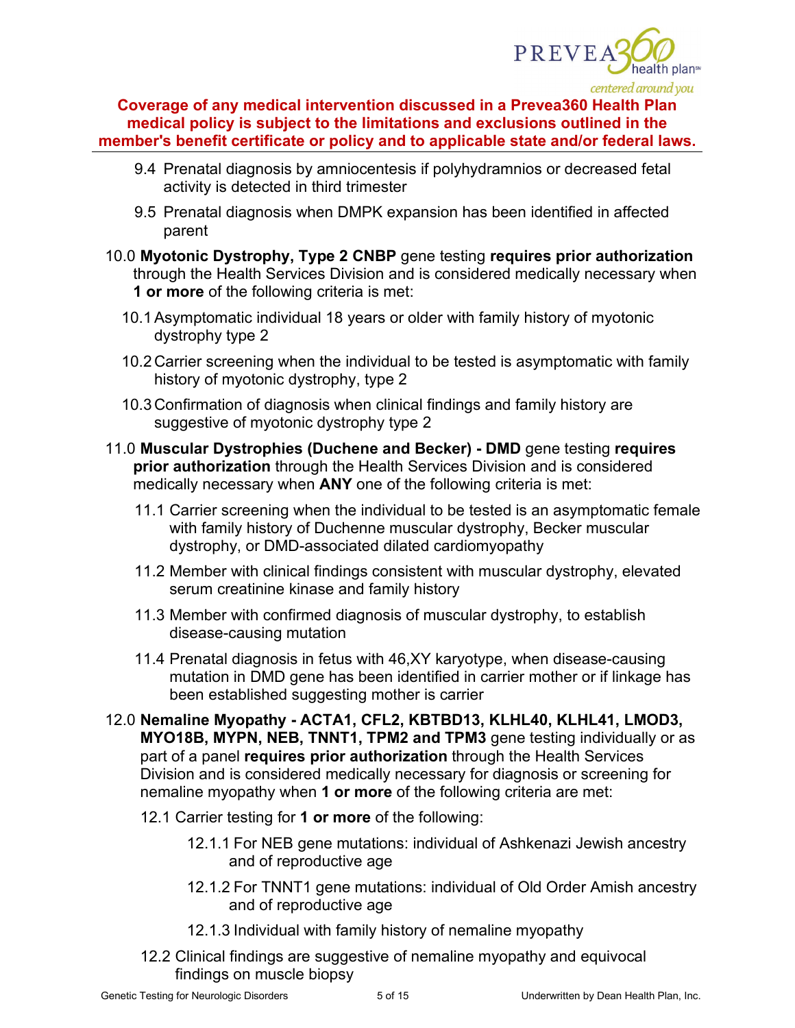**Coverage of any medical intervention discussed in a Prevea360 Health Plan medical policy is subject to the limitations and exclusions outlined in the member's benefit certificate or policy and to applicable state and/or federal laws.**

- 9.4 Prenatal diagnosis by amniocentesis if polyhydramnios or decreased fetal activity is detected in third trimester
- 9.5 Prenatal diagnosis when DMPK expansion has been identified in affected parent

10.0 **Myotonic Dystrophy, Type 2 CNBP** gene testing **requires prior authorization** through the Health Services Division and is considered medically necessary when **1 or more** of the following criteria is met:

- 10.1 Asymptomatic individual 18 years or older with family history of myotonic dystrophy type 2
- 10.2 Carrier screening when the individual to be tested is asymptomatic with family history of myotonic dystrophy, type 2
- 10.3 Confirmation of diagnosis when clinical findings and family history are suggestive of myotonic dystrophy type 2

11.0 **Muscular Dystrophies (Duchene and Becker) - DMD** gene testing **requires prior authorization** through the Health Services Division and is considered medically necessary when **ANY** one of the following criteria is met:

- 11.1 Carrier screening when the individual to be tested is an asymptomatic female with family history of Duchenne muscular dystrophy, Becker muscular dystrophy, or DMD-associated dilated cardiomyopathy
- 11.2 Member with clinical findings consistent with muscular dystrophy, elevated serum creatinine kinase and family history
- 11.3 Member with confirmed diagnosis of muscular dystrophy, to establish disease-causing mutation
- 11.4 Prenatal diagnosis in fetus with 46,XY karyotype, when disease-causing mutation in DMD gene has been identified in carrier mother or if linkage has been established suggesting mother is carrier

12.0 **Nemaline Myopathy - ACTA1, CFL2, KBTBD13, KLHL40, KLHL41, LMOD3, MYO18B, MYPN, NEB, TNNT1, TPM2 and TPM3** gene testing individually or as part of a panel **requires prior authorization** through the Health Services Division and is considered medically necessary for diagnosis or screening for nemaline myopathy when **1 or more** of the following criteria are met:

- 12.1 Carrier testing for **1 or more** of the following:
  - 12.1.1 For NEB gene mutations: individual of Ashkenazi Jewish ancestry and of reproductive age
  - 12.1.2 For TNNT1 gene mutations: individual of Old Order Amish ancestry and of reproductive age
  - 12.1.3 Individual with family history of nemaline myopathy
- 12.2 Clinical findings are suggestive of nemaline myopathy and equivocal findings on muscle biopsy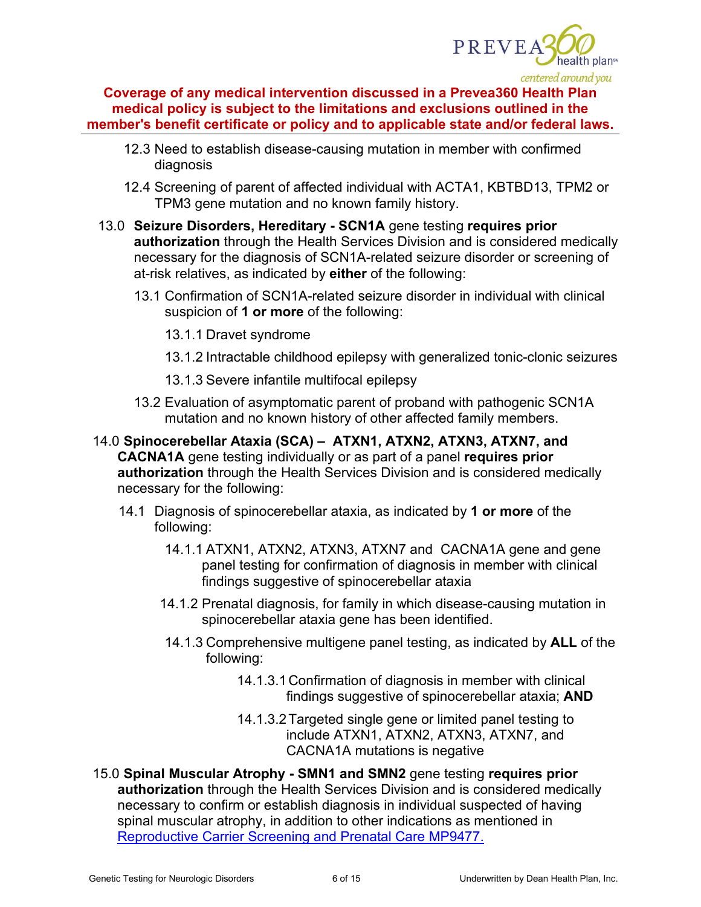**Coverage of any medical intervention discussed in a Prevea360 Health Plan medical policy is subject to the limitations and exclusions outlined in the member's benefit certificate or policy and to applicable state and/or federal laws.**

12.3 Need to establish disease-causing mutation in member with confirmed diagnosis

12.4 Screening of parent of affected individual with ACTA1, KBTBD13, TPM2 or TPM3 gene mutation and no known family history.

13.0 **Seizure Disorders, Hereditary - SCN1A** gene testing **requires prior authorization** through the Health Services Division and is considered medically necessary for the diagnosis of SCN1A-related seizure disorder or screening of at-risk relatives, as indicated by **either** of the following:

13.1 Confirmation of SCN1A-related seizure disorder in individual with clinical suspicion of **1 or more** of the following:

13.1.1 Dravet syndrome

13.1.2 Intractable childhood epilepsy with generalized tonic-clonic seizures

13.1.3 Severe infantile multifocal epilepsy

13.2 Evaluation of asymptomatic parent of proband with pathogenic SCN1A mutation and no known history of other affected family members.

14.0 **Spinocerebellar Ataxia (SCA) – ATXN1, ATXN2, ATXN3, ATXN7, and CACNA1A** gene testing individually or as part of a panel **requires prior authorization** through the Health Services Division and is considered medically necessary for the following:

14.1 Diagnosis of spinocerebellar ataxia, as indicated by **1 or more** of the following:

14.1.1 ATXN1, ATXN2, ATXN3, ATXN7 and CACNA1A gene and gene panel testing for confirmation of diagnosis in member with clinical findings suggestive of spinocerebellar ataxia

14.1.2 Prenatal diagnosis, for family in which disease-causing mutation in spinocerebellar ataxia gene has been identified.

14.1.3 Comprehensive multigene panel testing, as indicated by **ALL** of the following:

14.1.3.1 Confirmation of diagnosis in member with clinical findings suggestive of spinocerebellar ataxia; **AND**

14.1.3.2 Targeted single gene or limited panel testing to include ATXN1, ATXN2, ATXN3, ATXN7, and CACNA1A mutations is negative

15.0 **Spinal Muscular Atrophy - SMN1 and SMN2** gene testing **requires prior authorization** through the Health Services Division and is considered medically necessary to confirm or establish diagnosis in individual suspected of having spinal muscular atrophy, in addition to other indications as mentioned in Reproductive Carrier Screening and Prenatal Care MP9477.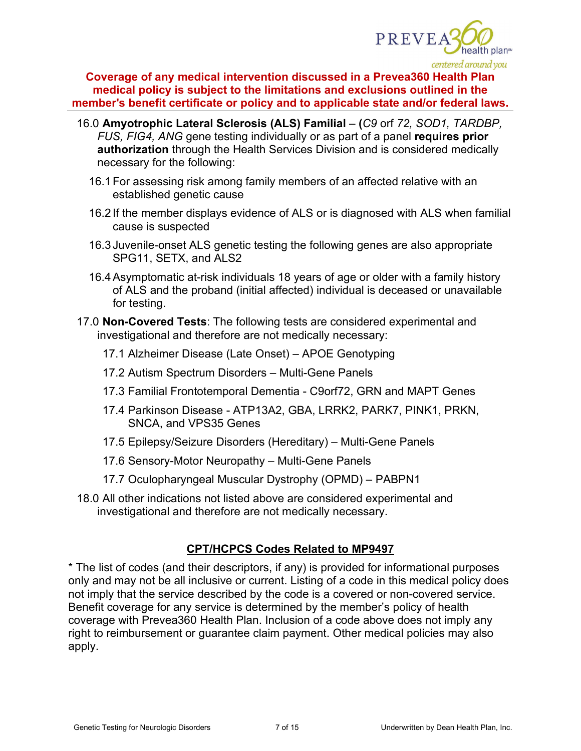**Coverage of any medical intervention discussed in a Prevea360 Health Plan medical policy is subject to the limitations and exclusions outlined in the member's benefit certificate or policy and to applicable state and/or federal laws.**

16.0 **Amyotrophic Lateral Sclerosis (ALS) Familial** – **(***C9* orf *72, SOD1, TARDBP, FUS, FIG4, ANG* gene testing individually or as part of a panel **requires prior authorization** through the Health Services Division and is considered medically necessary for the following:

16.1 For assessing risk among family members of an affected relative with an established genetic cause

16.2 If the member displays evidence of ALS or is diagnosed with ALS when familial cause is suspected

16.3 Juvenile-onset ALS genetic testing the following genes are also appropriate SPG11, SETX, and ALS2

16.4 Asymptomatic at-risk individuals 18 years of age or older with a family history of ALS and the proband (initial affected) individual is deceased or unavailable for testing.

17.0 **Non-Covered Tests**: The following tests are considered experimental and investigational and therefore are not medically necessary:

17.1 Alzheimer Disease (Late Onset) – APOE Genotyping

17.2 Autism Spectrum Disorders – Multi-Gene Panels

17.3 Familial Frontotemporal Dementia - C9orf72, GRN and MAPT Genes

17.4 Parkinson Disease - ATP13A2, GBA, LRRK2, PARK7, PINK1, PRKN, SNCA, and VPS35 Genes

17.5 Epilepsy/Seizure Disorders (Hereditary) – Multi-Gene Panels

17.6 Sensory-Motor Neuropathy – Multi-Gene Panels

17.7 Oculopharyngeal Muscular Dystrophy (OPMD) – PABPN1

18.0 All other indications not listed above are considered experimental and investigational and therefore are not medically necessary.

## CPT/HCPCS Codes Related to MP9497

* The list of codes (and their descriptors, if any) is provided for informational purposes only and may not be all inclusive or current. Listing of a code in this medical policy does not imply that the service described by the code is a covered or non-covered service. Benefit coverage for any service is determined by the member's policy of health coverage with Prevea360 Health Plan. Inclusion of a code above does not imply any right to reimbursement or guarantee claim payment. Other medical policies may also apply.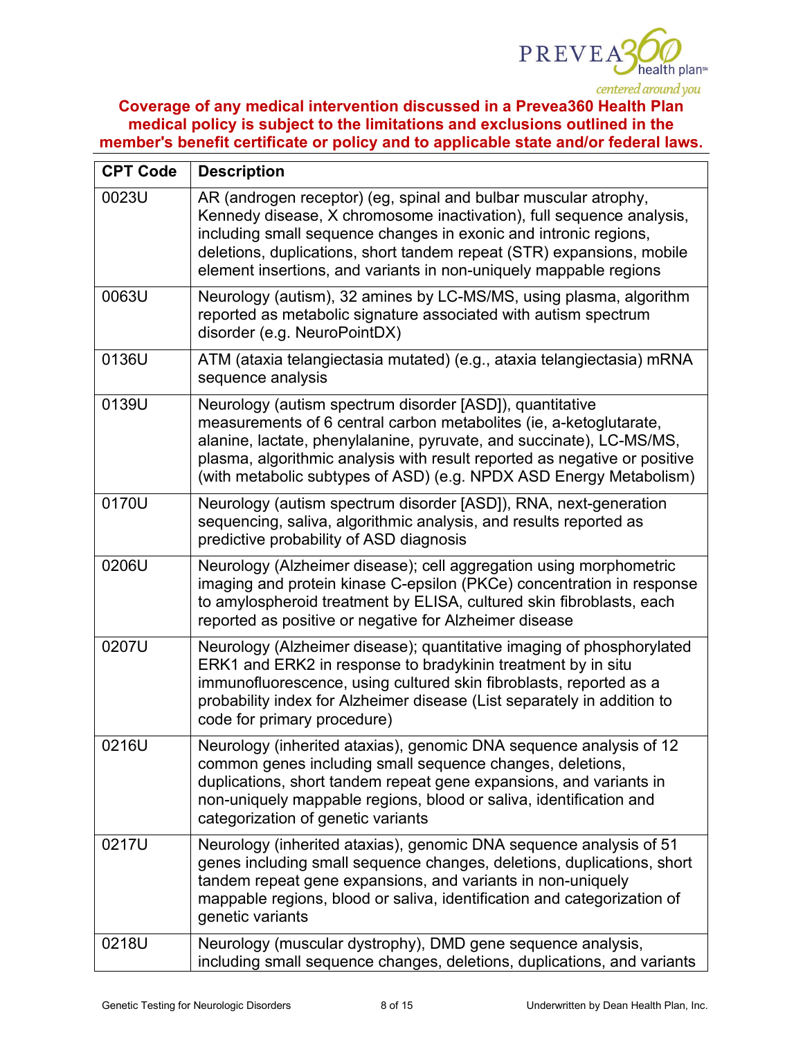**Coverage of any medical intervention discussed in a Prevea360 Health Plan medical policy is subject to the limitations and exclusions outlined in the member's benefit certificate or policy and to applicable state and/or federal laws.**

| CPT Code | Description |
|---|---|
| 0023U | AR (androgen receptor) (eg, spinal and bulbar muscular atrophy, Kennedy disease, X chromosome inactivation), full sequence analysis, including small sequence changes in exonic and intronic regions, deletions, duplications, short tandem repeat (STR) expansions, mobile element insertions, and variants in non-uniquely mappable regions |
| 0063U | Neurology (autism), 32 amines by LC-MS/MS, using plasma, algorithm reported as metabolic signature associated with autism spectrum disorder (e.g. NeuroPointDX) |
| 0136U | ATM (ataxia telangiectasia mutated) (e.g., ataxia telangiectasia) mRNA sequence analysis |
| 0139U | Neurology (autism spectrum disorder [ASD]), quantitative measurements of 6 central carbon metabolites (ie, a-ketoglutarate, alanine, lactate, phenylalanine, pyruvate, and succinate), LC-MS/MS, plasma, algorithmic analysis with result reported as negative or positive (with metabolic subtypes of ASD) (e.g. NPDX ASD Energy Metabolism) |
| 0170U | Neurology (autism spectrum disorder [ASD]), RNA, next-generation sequencing, saliva, algorithmic analysis, and results reported as predictive probability of ASD diagnosis |
| 0206U | Neurology (Alzheimer disease); cell aggregation using morphometric imaging and protein kinase C-epsilon (PKCe) concentration in response to amylospheroid treatment by ELISA, cultured skin fibroblasts, each reported as positive or negative for Alzheimer disease |
| 0207U | Neurology (Alzheimer disease); quantitative imaging of phosphorylated ERK1 and ERK2 in response to bradykinin treatment by in situ immunofluorescence, using cultured skin fibroblasts, reported as a probability index for Alzheimer disease (List separately in addition to code for primary procedure) |
| 0216U | Neurology (inherited ataxias), genomic DNA sequence analysis of 12 common genes including small sequence changes, deletions, duplications, short tandem repeat gene expansions, and variants in non-uniquely mappable regions, blood or saliva, identification and categorization of genetic variants |
| 0217U | Neurology (inherited ataxias), genomic DNA sequence analysis of 51 genes including small sequence changes, deletions, duplications, short tandem repeat gene expansions, and variants in non-uniquely mappable regions, blood or saliva, identification and categorization of genetic variants |
| 0218U | Neurology (muscular dystrophy), DMD gene sequence analysis, including small sequence changes, deletions, duplications, and variants |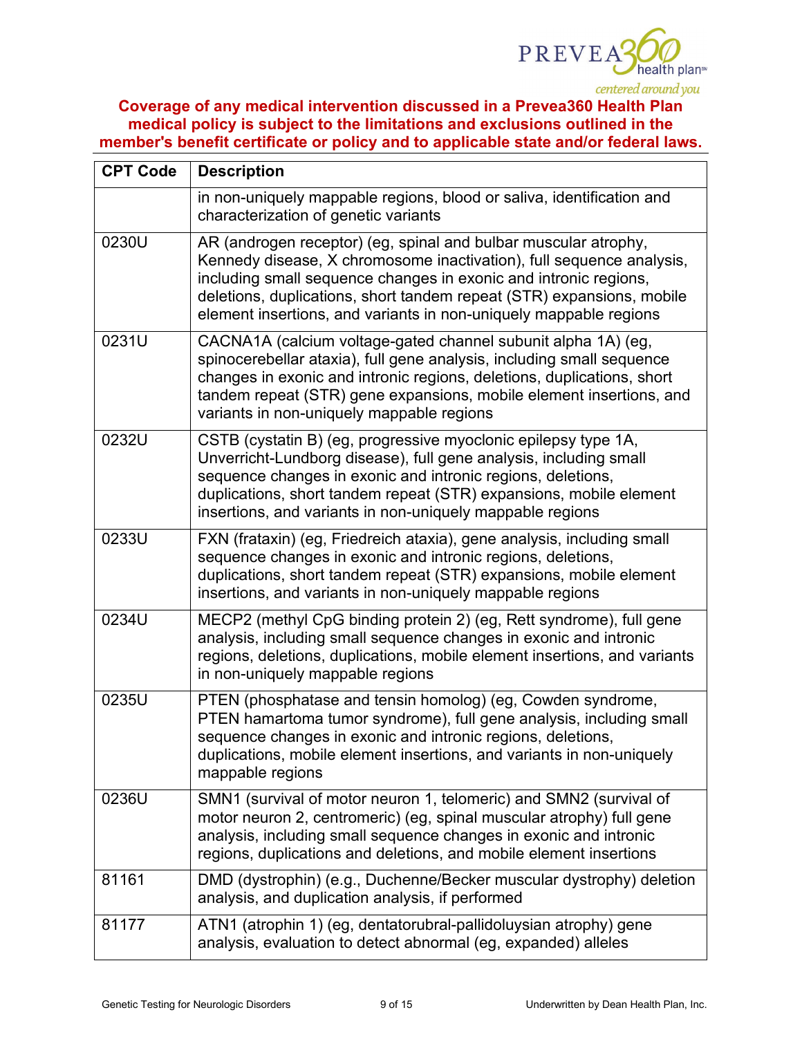**Coverage of any medical intervention discussed in a Prevea360 Health Plan medical policy is subject to the limitations and exclusions outlined in the member's benefit certificate or policy and to applicable state and/or federal laws.**

| CPT Code | Description |
|---|---|
| | in non-uniquely mappable regions, blood or saliva, identification and characterization of genetic variants |
| 0230U | AR (androgen receptor) (eg, spinal and bulbar muscular atrophy, Kennedy disease, X chromosome inactivation), full sequence analysis, including small sequence changes in exonic and intronic regions, deletions, duplications, short tandem repeat (STR) expansions, mobile element insertions, and variants in non-uniquely mappable regions |
| 0231U | CACNA1A (calcium voltage-gated channel subunit alpha 1A) (eg, spinocerebellar ataxia), full gene analysis, including small sequence changes in exonic and intronic regions, deletions, duplications, short tandem repeat (STR) gene expansions, mobile element insertions, and variants in non-uniquely mappable regions |
| 0232U | CSTB (cystatin B) (eg, progressive myoclonic epilepsy type 1A, Unverricht-Lundborg disease), full gene analysis, including small sequence changes in exonic and intronic regions, deletions, duplications, short tandem repeat (STR) expansions, mobile element insertions, and variants in non-uniquely mappable regions |
| 0233U | FXN (frataxin) (eg, Friedreich ataxia), gene analysis, including small sequence changes in exonic and intronic regions, deletions, duplications, short tandem repeat (STR) expansions, mobile element insertions, and variants in non-uniquely mappable regions |
| 0234U | MECP2 (methyl CpG binding protein 2) (eg, Rett syndrome), full gene analysis, including small sequence changes in exonic and intronic regions, deletions, duplications, mobile element insertions, and variants in non-uniquely mappable regions |
| 0235U | PTEN (phosphatase and tensin homolog) (eg, Cowden syndrome, PTEN hamartoma tumor syndrome), full gene analysis, including small sequence changes in exonic and intronic regions, deletions, duplications, mobile element insertions, and variants in non-uniquely mappable regions |
| 0236U | SMN1 (survival of motor neuron 1, telomeric) and SMN2 (survival of motor neuron 2, centromeric) (eg, spinal muscular atrophy) full gene analysis, including small sequence changes in exonic and intronic regions, duplications and deletions, and mobile element insertions |
| 81161 | DMD (dystrophin) (e.g., Duchenne/Becker muscular dystrophy) deletion analysis, and duplication analysis, if performed |
| 81177 | ATN1 (atrophin 1) (eg, dentatorubral-pallidoluysian atrophy) gene analysis, evaluation to detect abnormal (eg, expanded) alleles |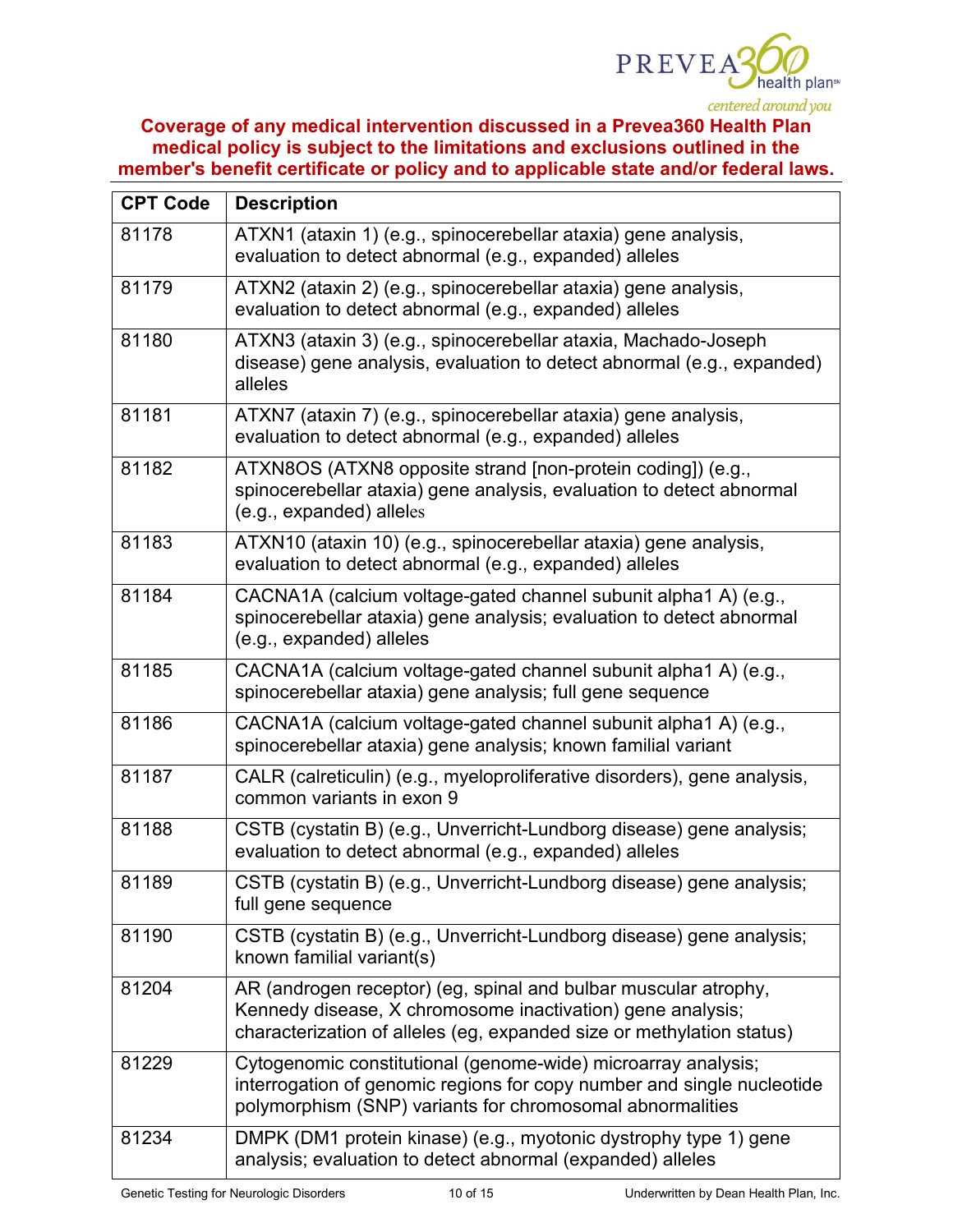**Coverage of any medical intervention discussed in a Prevea360 Health Plan medical policy is subject to the limitations and exclusions outlined in the member's benefit certificate or policy and to applicable state and/or federal laws.**

| CPT Code | Description |
|---|---|
| 81178 | ATXN1 (ataxin 1) (e.g., spinocerebellar ataxia) gene analysis, evaluation to detect abnormal (e.g., expanded) alleles |
| 81179 | ATXN2 (ataxin 2) (e.g., spinocerebellar ataxia) gene analysis, evaluation to detect abnormal (e.g., expanded) alleles |
| 81180 | ATXN3 (ataxin 3) (e.g., spinocerebellar ataxia, Machado-Joseph disease) gene analysis, evaluation to detect abnormal (e.g., expanded) alleles |
| 81181 | ATXN7 (ataxin 7) (e.g., spinocerebellar ataxia) gene analysis, evaluation to detect abnormal (e.g., expanded) alleles |
| 81182 | ATXN8OS (ATXN8 opposite strand [non-protein coding]) (e.g., spinocerebellar ataxia) gene analysis, evaluation to detect abnormal (e.g., expanded) alleles |
| 81183 | ATXN10 (ataxin 10) (e.g., spinocerebellar ataxia) gene analysis, evaluation to detect abnormal (e.g., expanded) alleles |
| 81184 | CACNA1A (calcium voltage-gated channel subunit alpha1 A) (e.g., spinocerebellar ataxia) gene analysis; evaluation to detect abnormal (e.g., expanded) alleles |
| 81185 | CACNA1A (calcium voltage-gated channel subunit alpha1 A) (e.g., spinocerebellar ataxia) gene analysis; full gene sequence |
| 81186 | CACNA1A (calcium voltage-gated channel subunit alpha1 A) (e.g., spinocerebellar ataxia) gene analysis; known familial variant |
| 81187 | CALR (calreticulin) (e.g., myeloproliferative disorders), gene analysis, common variants in exon 9 |
| 81188 | CSTB (cystatin B) (e.g., Unverricht-Lundborg disease) gene analysis; evaluation to detect abnormal (e.g., expanded) alleles |
| 81189 | CSTB (cystatin B) (e.g., Unverricht-Lundborg disease) gene analysis; full gene sequence |
| 81190 | CSTB (cystatin B) (e.g., Unverricht-Lundborg disease) gene analysis; known familial variant(s) |
| 81204 | AR (androgen receptor) (eg, spinal and bulbar muscular atrophy, Kennedy disease, X chromosome inactivation) gene analysis; characterization of alleles (eg, expanded size or methylation status) |
| 81229 | Cytogenomic constitutional (genome-wide) microarray analysis; interrogation of genomic regions for copy number and single nucleotide polymorphism (SNP) variants for chromosomal abnormalities |
| 81234 | DMPK (DM1 protein kinase) (e.g., myotonic dystrophy type 1) gene analysis; evaluation to detect abnormal (expanded) alleles |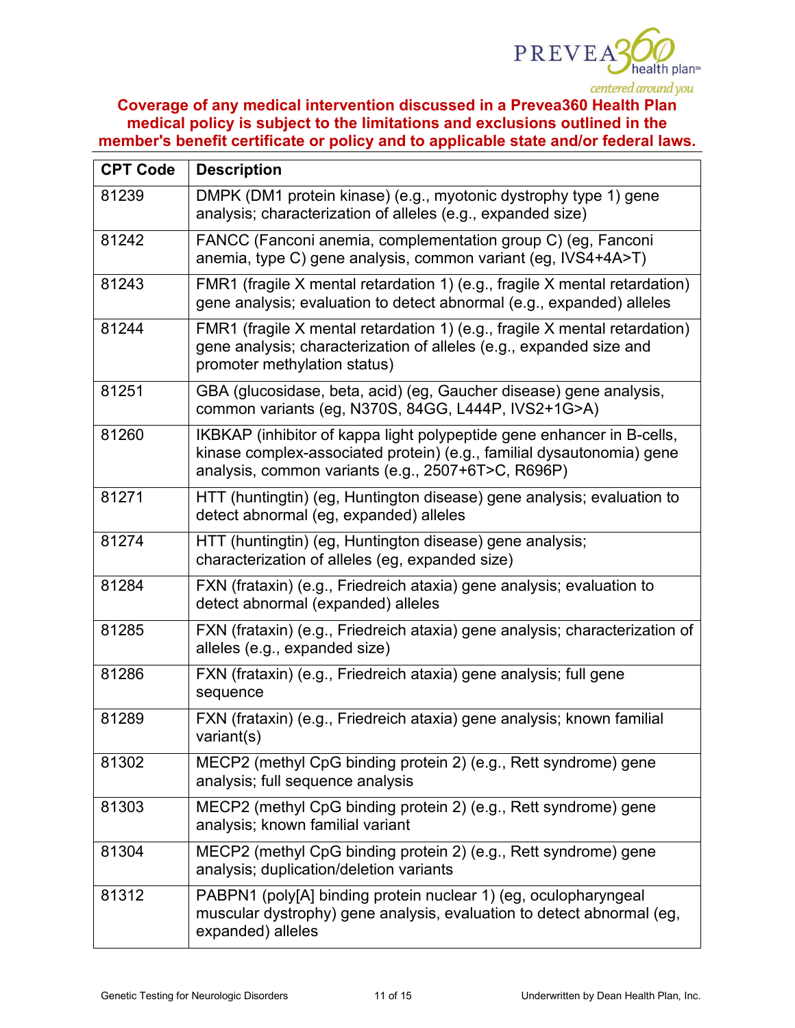**Coverage of any medical intervention discussed in a Prevea360 Health Plan medical policy is subject to the limitations and exclusions outlined in the member's benefit certificate or policy and to applicable state and/or federal laws.**

| CPT Code | Description |
|---|---|
| 81239 | DMPK (DM1 protein kinase) (e.g., myotonic dystrophy type 1) gene analysis; characterization of alleles (e.g., expanded size) |
| 81242 | FANCC (Fanconi anemia, complementation group C) (eg, Fanconi anemia, type C) gene analysis, common variant (eg, IVS4+4A>T) |
| 81243 | FMR1 (fragile X mental retardation 1) (e.g., fragile X mental retardation) gene analysis; evaluation to detect abnormal (e.g., expanded) alleles |
| 81244 | FMR1 (fragile X mental retardation 1) (e.g., fragile X mental retardation) gene analysis; characterization of alleles (e.g., expanded size and promoter methylation status) |
| 81251 | GBA (glucosidase, beta, acid) (eg, Gaucher disease) gene analysis, common variants (eg, N370S, 84GG, L444P, IVS2+1G>A) |
| 81260 | IKBKAP (inhibitor of kappa light polypeptide gene enhancer in B-cells, kinase complex-associated protein) (e.g., familial dysautonomia) gene analysis, common variants (e.g., 2507+6T>C, R696P) |
| 81271 | HTT (huntingtin) (eg, Huntington disease) gene analysis; evaluation to detect abnormal (eg, expanded) alleles |
| 81274 | HTT (huntingtin) (eg, Huntington disease) gene analysis; characterization of alleles (eg, expanded size) |
| 81284 | FXN (frataxin) (e.g., Friedreich ataxia) gene analysis; evaluation to detect abnormal (expanded) alleles |
| 81285 | FXN (frataxin) (e.g., Friedreich ataxia) gene analysis; characterization of alleles (e.g., expanded size) |
| 81286 | FXN (frataxin) (e.g., Friedreich ataxia) gene analysis; full gene sequence |
| 81289 | FXN (frataxin) (e.g., Friedreich ataxia) gene analysis; known familial variant(s) |
| 81302 | MECP2 (methyl CpG binding protein 2) (e.g., Rett syndrome) gene analysis; full sequence analysis |
| 81303 | MECP2 (methyl CpG binding protein 2) (e.g., Rett syndrome) gene analysis; known familial variant |
| 81304 | MECP2 (methyl CpG binding protein 2) (e.g., Rett syndrome) gene analysis; duplication/deletion variants |
| 81312 | PABPN1 (poly[A] binding protein nuclear 1) (eg, oculopharyngeal muscular dystrophy) gene analysis, evaluation to detect abnormal (eg, expanded) alleles |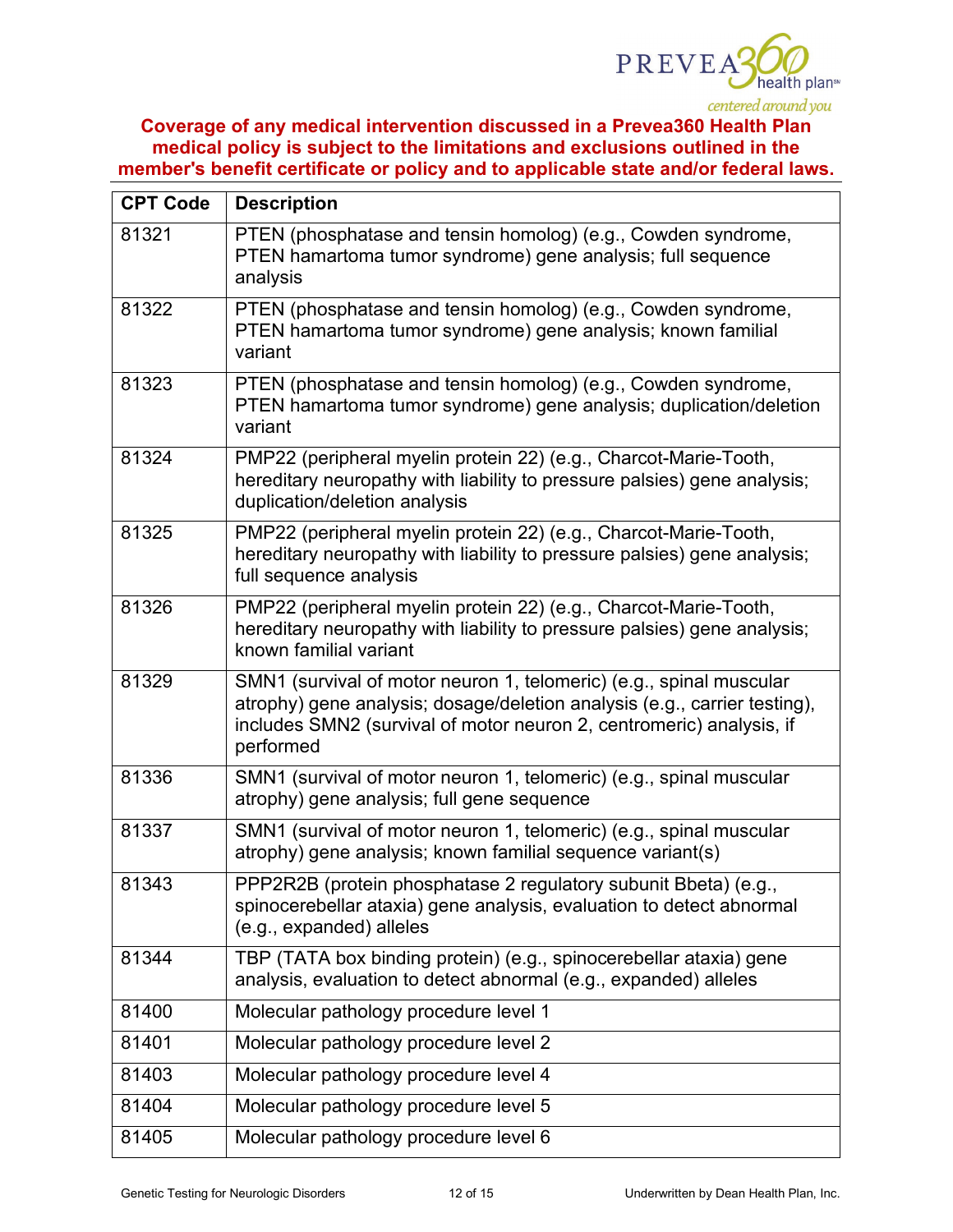**Coverage of any medical intervention discussed in a Prevea360 Health Plan medical policy is subject to the limitations and exclusions outlined in the member's benefit certificate or policy and to applicable state and/or federal laws.**

| CPT Code | Description |
|---|---|
| 81321 | PTEN (phosphatase and tensin homolog) (e.g., Cowden syndrome, PTEN hamartoma tumor syndrome) gene analysis; full sequence analysis |
| 81322 | PTEN (phosphatase and tensin homolog) (e.g., Cowden syndrome, PTEN hamartoma tumor syndrome) gene analysis; known familial variant |
| 81323 | PTEN (phosphatase and tensin homolog) (e.g., Cowden syndrome, PTEN hamartoma tumor syndrome) gene analysis; duplication/deletion variant |
| 81324 | PMP22 (peripheral myelin protein 22) (e.g., Charcot-Marie-Tooth, hereditary neuropathy with liability to pressure palsies) gene analysis; duplication/deletion analysis |
| 81325 | PMP22 (peripheral myelin protein 22) (e.g., Charcot-Marie-Tooth, hereditary neuropathy with liability to pressure palsies) gene analysis; full sequence analysis |
| 81326 | PMP22 (peripheral myelin protein 22) (e.g., Charcot-Marie-Tooth, hereditary neuropathy with liability to pressure palsies) gene analysis; known familial variant |
| 81329 | SMN1 (survival of motor neuron 1, telomeric) (e.g., spinal muscular atrophy) gene analysis; dosage/deletion analysis (e.g., carrier testing), includes SMN2 (survival of motor neuron 2, centromeric) analysis, if performed |
| 81336 | SMN1 (survival of motor neuron 1, telomeric) (e.g., spinal muscular atrophy) gene analysis; full gene sequence |
| 81337 | SMN1 (survival of motor neuron 1, telomeric) (e.g., spinal muscular atrophy) gene analysis; known familial sequence variant(s) |
| 81343 | PPP2R2B (protein phosphatase 2 regulatory subunit Bbeta) (e.g., spinocerebellar ataxia) gene analysis, evaluation to detect abnormal (e.g., expanded) alleles |
| 81344 | TBP (TATA box binding protein) (e.g., spinocerebellar ataxia) gene analysis, evaluation to detect abnormal (e.g., expanded) alleles |
| 81400 | Molecular pathology procedure level 1 |
| 81401 | Molecular pathology procedure level 2 |
| 81403 | Molecular pathology procedure level 4 |
| 81404 | Molecular pathology procedure level 5 |
| 81405 | Molecular pathology procedure level 6 |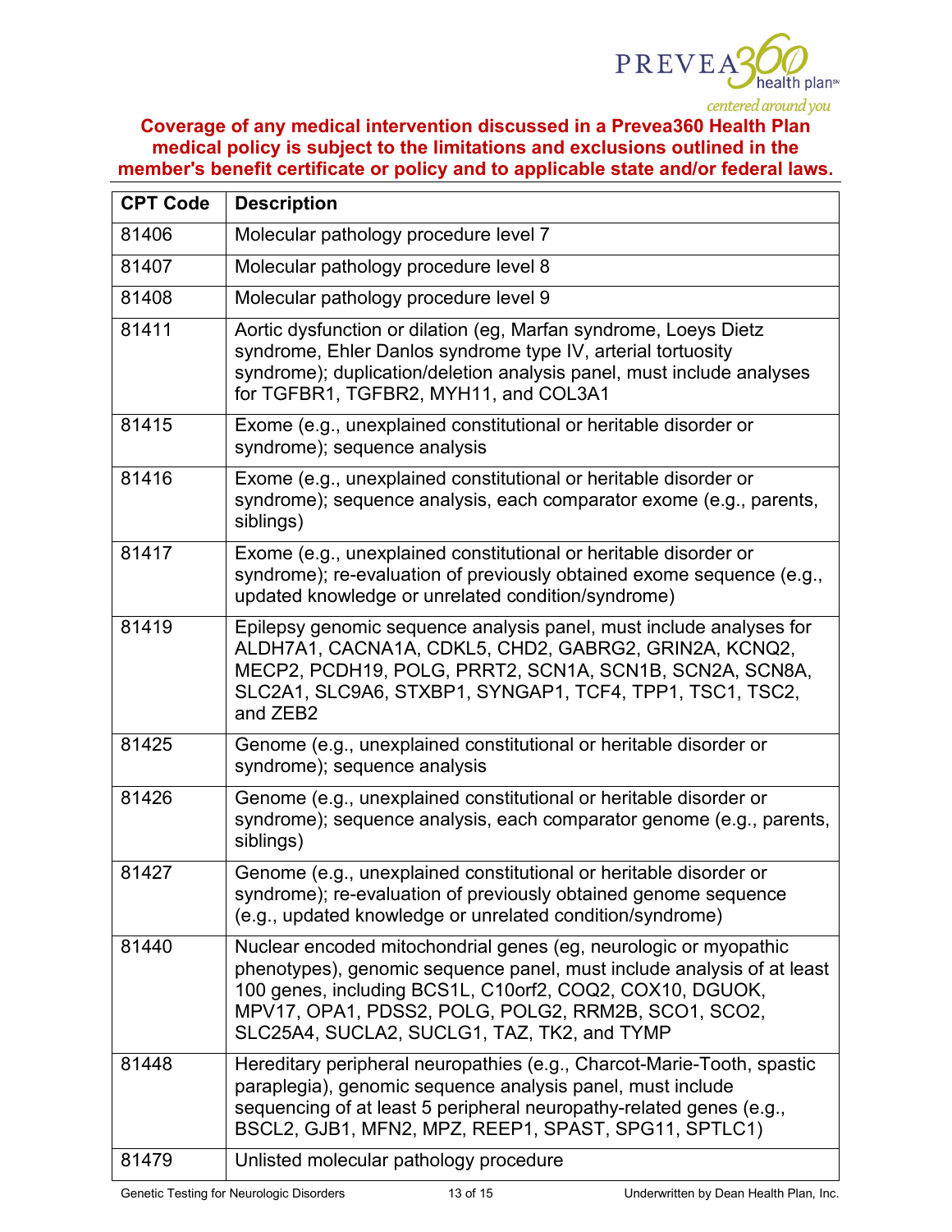**Coverage of any medical intervention discussed in a Prevea360 Health Plan medical policy is subject to the limitations and exclusions outlined in the member's benefit certificate or policy and to applicable state and/or federal laws.**

| CPT Code | Description |
|---|---|
| 81406 | Molecular pathology procedure level 7 |
| 81407 | Molecular pathology procedure level 8 |
| 81408 | Molecular pathology procedure level 9 |
| 81411 | Aortic dysfunction or dilation (eg, Marfan syndrome, Loeys Dietz syndrome, Ehler Danlos syndrome type IV, arterial tortuosity syndrome); duplication/deletion analysis panel, must include analyses for TGFBR1, TGFBR2, MYH11, and COL3A1 |
| 81415 | Exome (e.g., unexplained constitutional or heritable disorder or syndrome); sequence analysis |
| 81416 | Exome (e.g., unexplained constitutional or heritable disorder or syndrome); sequence analysis, each comparator exome (e.g., parents, siblings) |
| 81417 | Exome (e.g., unexplained constitutional or heritable disorder or syndrome); re-evaluation of previously obtained exome sequence (e.g., updated knowledge or unrelated condition/syndrome) |
| 81419 | Epilepsy genomic sequence analysis panel, must include analyses for ALDH7A1, CACNA1A, CDKL5, CHD2, GABRG2, GRIN2A, KCNQ2, MECP2, PCDH19, POLG, PRRT2, SCN1A, SCN1B, SCN2A, SCN8A, SLC2A1, SLC9A6, STXBP1, SYNGAP1, TCF4, TPP1, TSC1, TSC2, and ZEB2 |
| 81425 | Genome (e.g., unexplained constitutional or heritable disorder or syndrome); sequence analysis |
| 81426 | Genome (e.g., unexplained constitutional or heritable disorder or syndrome); sequence analysis, each comparator genome (e.g., parents, siblings) |
| 81427 | Genome (e.g., unexplained constitutional or heritable disorder or syndrome); re-evaluation of previously obtained genome sequence (e.g., updated knowledge or unrelated condition/syndrome) |
| 81440 | Nuclear encoded mitochondrial genes (eg, neurologic or myopathic phenotypes), genomic sequence panel, must include analysis of at least 100 genes, including BCS1L, C10orf2, COQ2, COX10, DGUOK, MPV17, OPA1, PDSS2, POLG, POLG2, RRM2B, SCO1, SCO2, SLC25A4, SUCLA2, SUCLG1, TAZ, TK2, and TYMP |
| 81448 | Hereditary peripheral neuropathies (e.g., Charcot-Marie-Tooth, spastic paraplegia), genomic sequence analysis panel, must include sequencing of at least 5 peripheral neuropathy-related genes (e.g., BSCL2, GJB1, MFN2, MPZ, REEP1, SPAST, SPG11, SPTLC1) |
| 81479 | Unlisted molecular pathology procedure |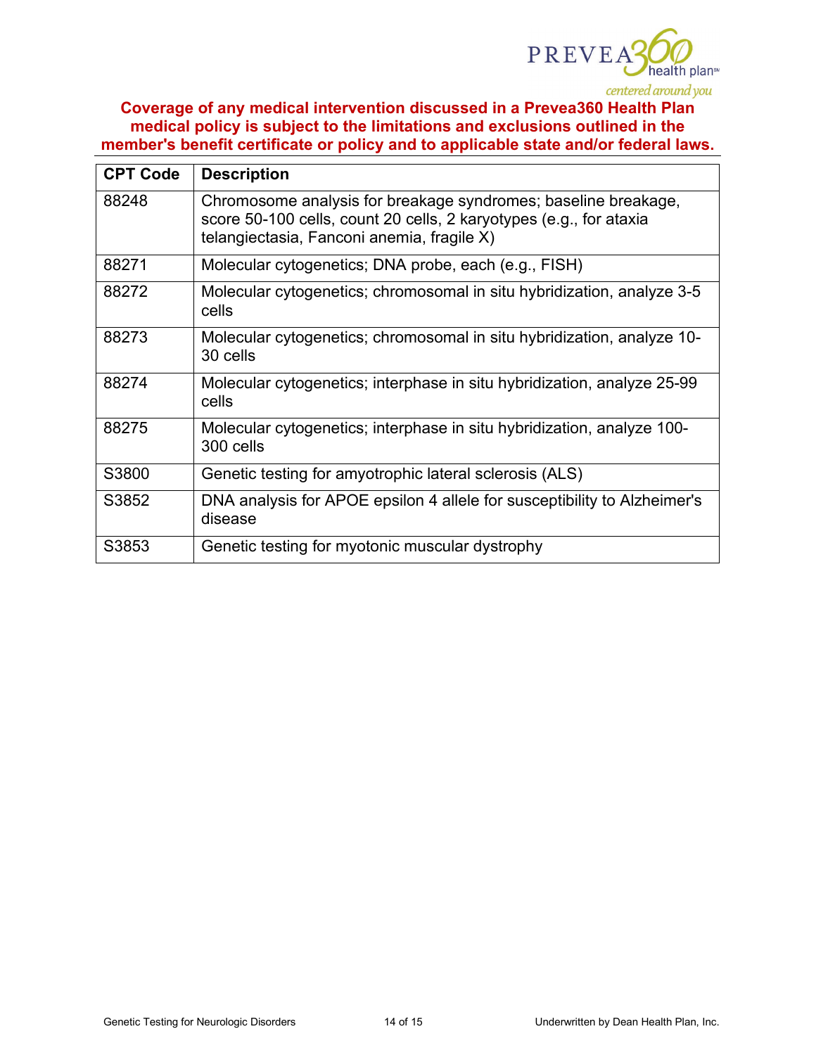**Coverage of any medical intervention discussed in a Prevea360 Health Plan medical policy is subject to the limitations and exclusions outlined in the member's benefit certificate or policy and to applicable state and/or federal laws.**

| CPT Code | Description |
|---|---|
| 88248 | Chromosome analysis for breakage syndromes; baseline breakage, score 50-100 cells, count 20 cells, 2 karyotypes (e.g., for ataxia telangiectasia, Fanconi anemia, fragile X) |
| 88271 | Molecular cytogenetics; DNA probe, each (e.g., FISH) |
| 88272 | Molecular cytogenetics; chromosomal in situ hybridization, analyze 3-5 cells |
| 88273 | Molecular cytogenetics; chromosomal in situ hybridization, analyze 10-30 cells |
| 88274 | Molecular cytogenetics; interphase in situ hybridization, analyze 25-99 cells |
| 88275 | Molecular cytogenetics; interphase in situ hybridization, analyze 100-300 cells |
| S3800 | Genetic testing for amyotrophic lateral sclerosis (ALS) |
| S3852 | DNA analysis for APOE epsilon 4 allele for susceptibility to Alzheimer's disease |
| S3853 | Genetic testing for myotonic muscular dystrophy |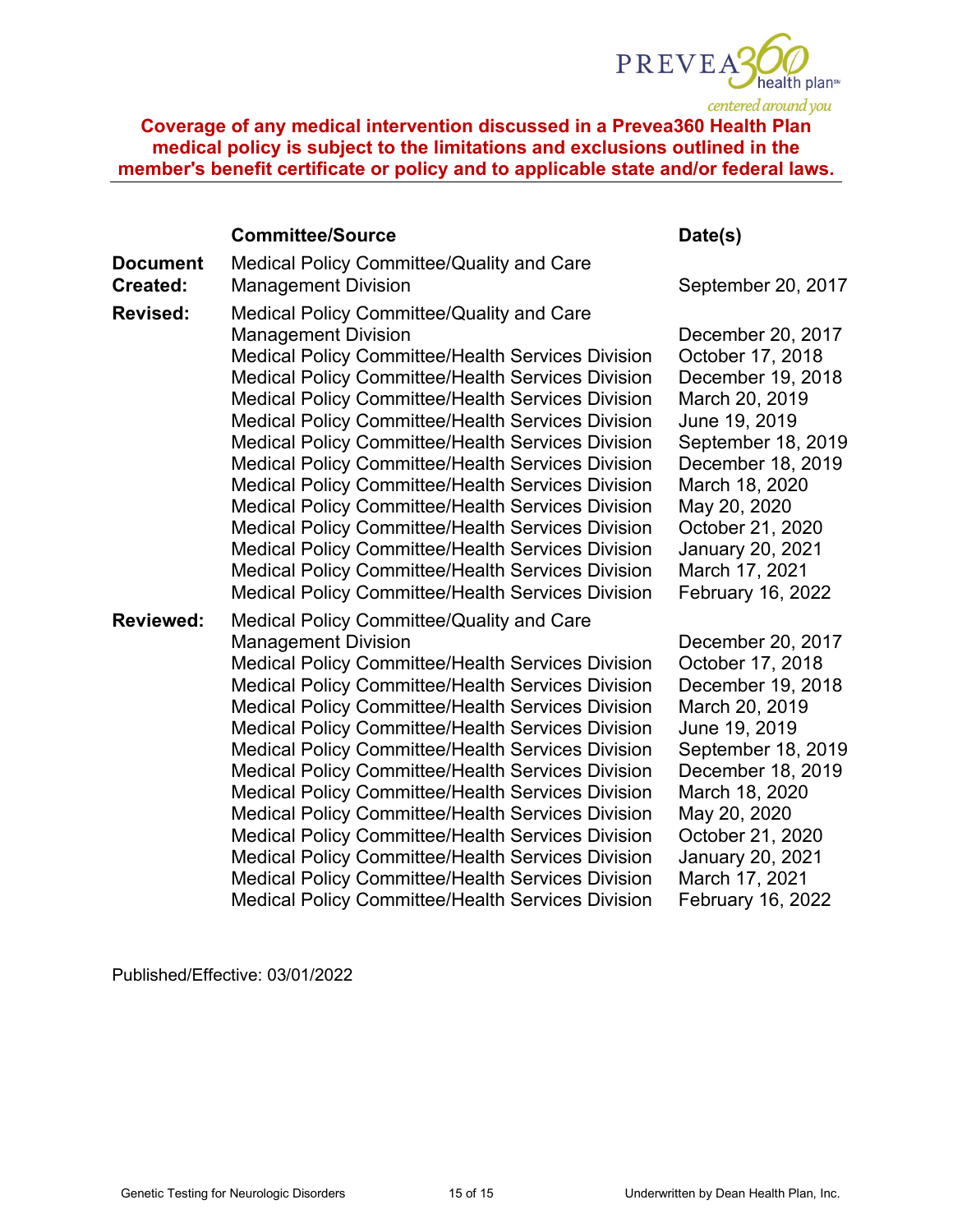**Coverage of any medical intervention discussed in a Prevea360 Health Plan medical policy is subject to the limitations and exclusions outlined in the member's benefit certificate or policy and to applicable state and/or federal laws.**

| | Committee/Source | Date(s) |
|---|---|---|
| **Document Created:** | Medical Policy Committee/Quality and Care Management Division | September 20, 2017 |
| **Revised:** | Medical Policy Committee/Quality and Care Management Division | December 20, 2017 |
| | Medical Policy Committee/Health Services Division | October 17, 2018 |
| | Medical Policy Committee/Health Services Division | December 19, 2018 |
| | Medical Policy Committee/Health Services Division | March 20, 2019 |
| | Medical Policy Committee/Health Services Division | June 19, 2019 |
| | Medical Policy Committee/Health Services Division | September 18, 2019 |
| | Medical Policy Committee/Health Services Division | December 18, 2019 |
| | Medical Policy Committee/Health Services Division | March 18, 2020 |
| | Medical Policy Committee/Health Services Division | May 20, 2020 |
| | Medical Policy Committee/Health Services Division | October 21, 2020 |
| | Medical Policy Committee/Health Services Division | January 20, 2021 |
| | Medical Policy Committee/Health Services Division | March 17, 2021 |
| | Medical Policy Committee/Health Services Division | February 16, 2022 |
| **Reviewed:** | Medical Policy Committee/Quality and Care Management Division | December 20, 2017 |
| | Medical Policy Committee/Health Services Division | October 17, 2018 |
| | Medical Policy Committee/Health Services Division | December 19, 2018 |
| | Medical Policy Committee/Health Services Division | March 20, 2019 |
| | Medical Policy Committee/Health Services Division | June 19, 2019 |
| | Medical Policy Committee/Health Services Division | September 18, 2019 |
| | Medical Policy Committee/Health Services Division | December 18, 2019 |
| | Medical Policy Committee/Health Services Division | March 18, 2020 |
| | Medical Policy Committee/Health Services Division | May 20, 2020 |
| | Medical Policy Committee/Health Services Division | October 21, 2020 |
| | Medical Policy Committee/Health Services Division | January 20, 2021 |
| | Medical Policy Committee/Health Services Division | March 17, 2021 |
| | Medical Policy Committee/Health Services Division | February 16, 2022 |

Published/Effective: 03/01/2022